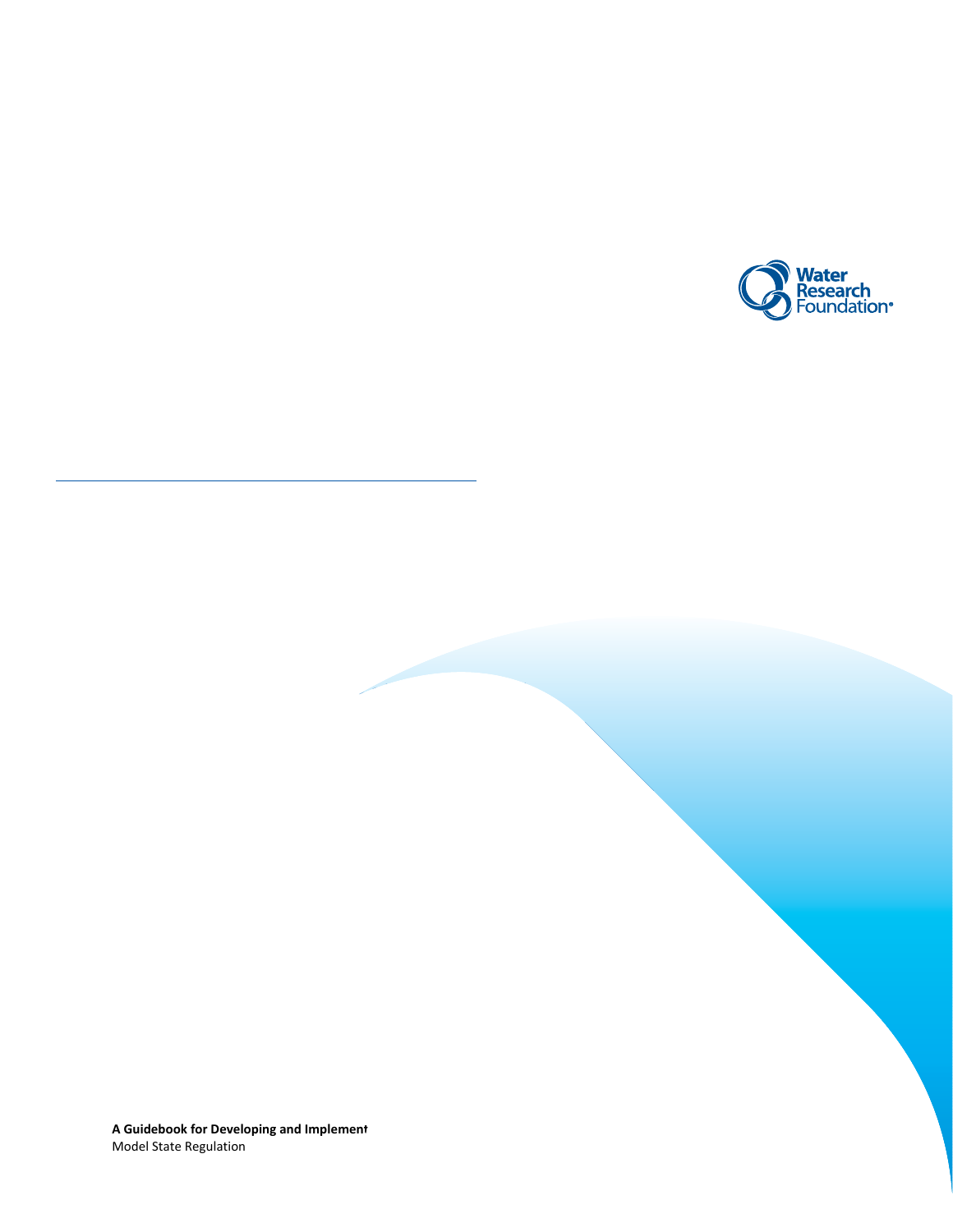Water Research Foundation®

**A Guidebook for Developing and Implement**

Model State Regulation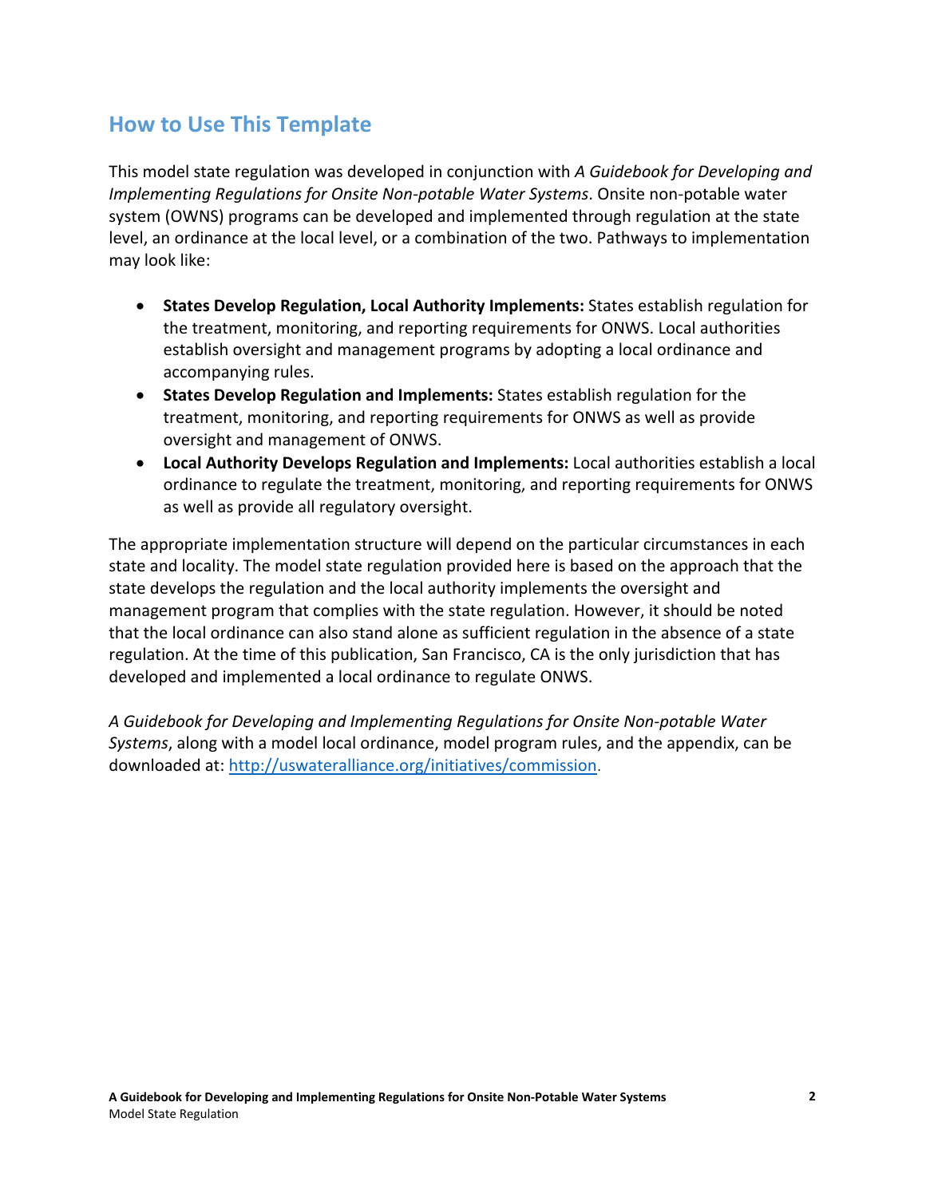## How to Use This Template

This model state regulation was developed in conjunction with *A Guidebook for Developing and Implementing Regulations for Onsite Non-potable Water Systems*. Onsite non-potable water system (OWNS) programs can be developed and implemented through regulation at the state level, an ordinance at the local level, or a combination of the two. Pathways to implementation may look like:

- **States Develop Regulation, Local Authority Implements:** States establish regulation for the treatment, monitoring, and reporting requirements for ONWS. Local authorities establish oversight and management programs by adopting a local ordinance and accompanying rules.
- **States Develop Regulation and Implements:** States establish regulation for the treatment, monitoring, and reporting requirements for ONWS as well as provide oversight and management of ONWS.
- **Local Authority Develops Regulation and Implements:** Local authorities establish a local ordinance to regulate the treatment, monitoring, and reporting requirements for ONWS as well as provide all regulatory oversight.

The appropriate implementation structure will depend on the particular circumstances in each state and locality. The model state regulation provided here is based on the approach that the state develops the regulation and the local authority implements the oversight and management program that complies with the state regulation. However, it should be noted that the local ordinance can also stand alone as sufficient regulation in the absence of a state regulation. At the time of this publication, San Francisco, CA is the only jurisdiction that has developed and implemented a local ordinance to regulate ONWS.

*A Guidebook for Developing and Implementing Regulations for Onsite Non-potable Water Systems*, along with a model local ordinance, model program rules, and the appendix, can be downloaded at: http://uswateralliance.org/initiatives/commission.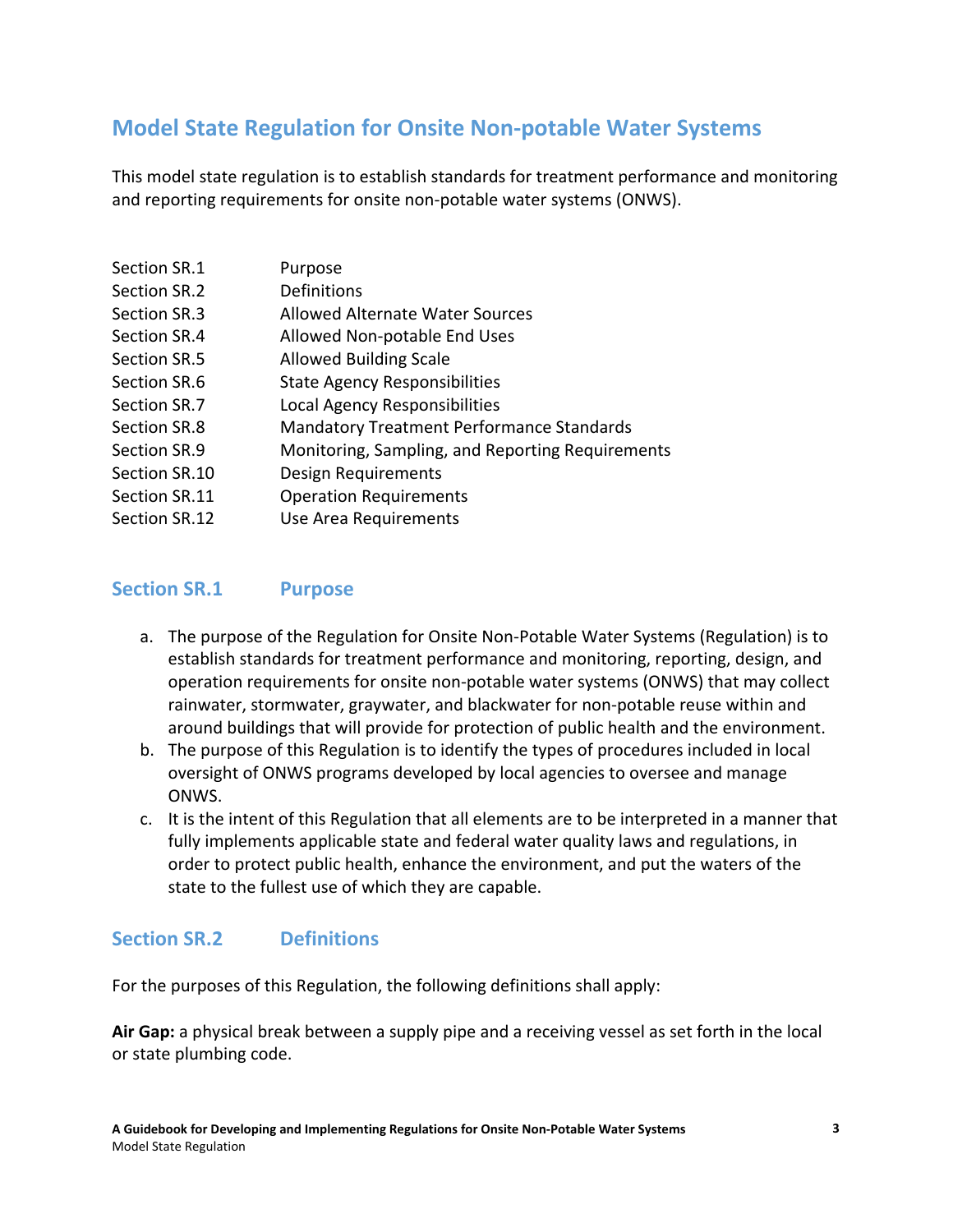# Model State Regulation for Onsite Non-potable Water Systems

This model state regulation is to establish standards for treatment performance and monitoring and reporting requirements for onsite non-potable water systems (ONWS).

| | |
|---|---|
| Section SR.1 | Purpose |
| Section SR.2 | Definitions |
| Section SR.3 | Allowed Alternate Water Sources |
| Section SR.4 | Allowed Non-potable End Uses |
| Section SR.5 | Allowed Building Scale |
| Section SR.6 | State Agency Responsibilities |
| Section SR.7 | Local Agency Responsibilities |
| Section SR.8 | Mandatory Treatment Performance Standards |
| Section SR.9 | Monitoring, Sampling, and Reporting Requirements |
| Section SR.10 | Design Requirements |
| Section SR.11 | Operation Requirements |
| Section SR.12 | Use Area Requirements |

## Section SR.1 Purpose

a. The purpose of the Regulation for Onsite Non-Potable Water Systems (Regulation) is to establish standards for treatment performance and monitoring, reporting, design, and operation requirements for onsite non-potable water systems (ONWS) that may collect rainwater, stormwater, graywater, and blackwater for non-potable reuse within and around buildings that will provide for protection of public health and the environment.
b. The purpose of this Regulation is to identify the types of procedures included in local oversight of ONWS programs developed by local agencies to oversee and manage ONWS.
c. It is the intent of this Regulation that all elements are to be interpreted in a manner that fully implements applicable state and federal water quality laws and regulations, in order to protect public health, enhance the environment, and put the waters of the state to the fullest use of which they are capable.

## Section SR.2 Definitions

For the purposes of this Regulation, the following definitions shall apply:

**Air Gap:** a physical break between a supply pipe and a receiving vessel as set forth in the local or state plumbing code.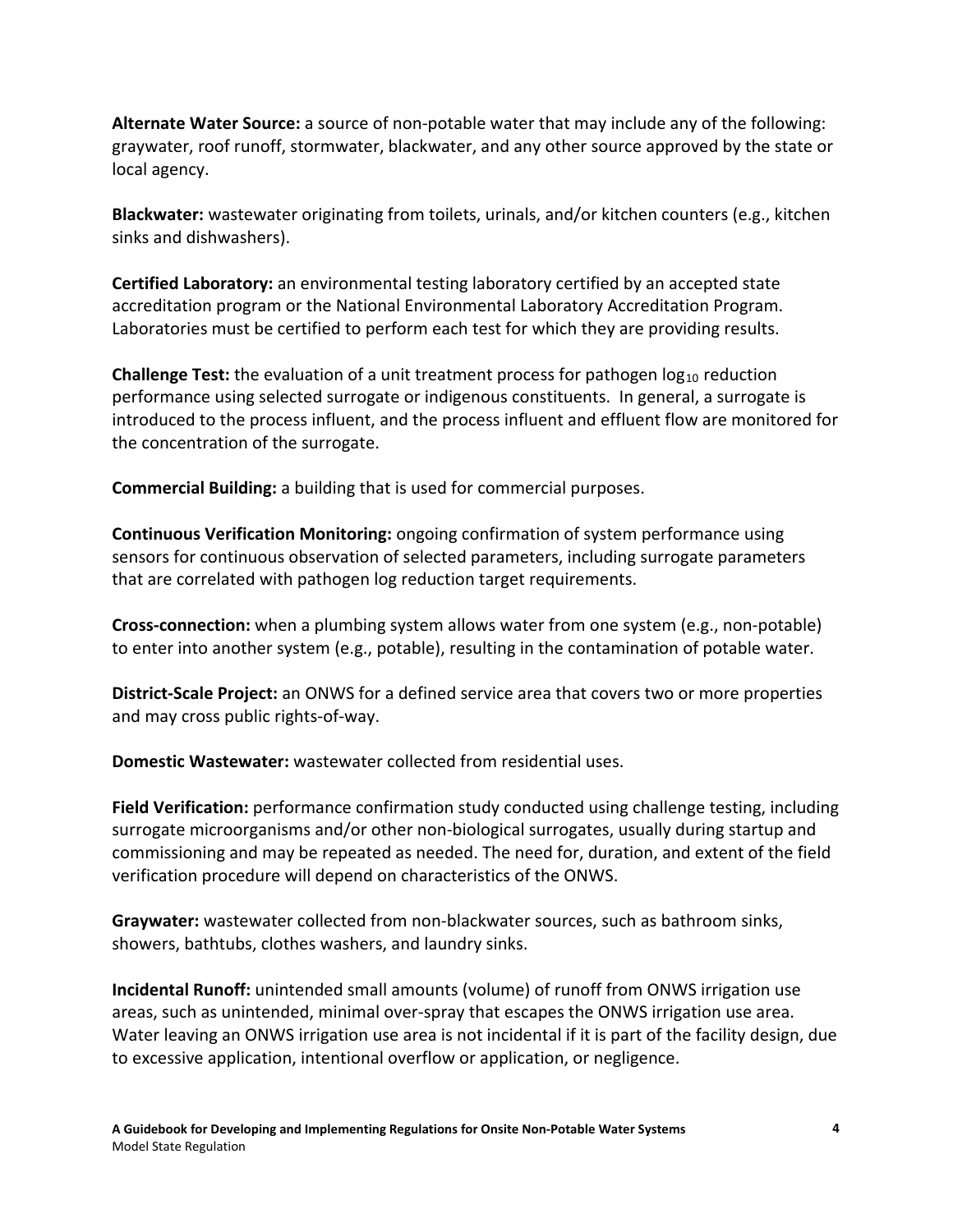**Alternate Water Source:** a source of non-potable water that may include any of the following: graywater, roof runoff, stormwater, blackwater, and any other source approved by the state or local agency.

**Blackwater:** wastewater originating from toilets, urinals, and/or kitchen counters (e.g., kitchen sinks and dishwashers).

**Certified Laboratory:** an environmental testing laboratory certified by an accepted state accreditation program or the National Environmental Laboratory Accreditation Program. Laboratories must be certified to perform each test for which they are providing results.

**Challenge Test:** the evaluation of a unit treatment process for pathogen $\log_{10}$ reduction performance using selected surrogate or indigenous constituents. In general, a surrogate is introduced to the process influent, and the process influent and effluent flow are monitored for the concentration of the surrogate.

**Commercial Building:** a building that is used for commercial purposes.

**Continuous Verification Monitoring:** ongoing confirmation of system performance using sensors for continuous observation of selected parameters, including surrogate parameters that are correlated with pathogen log reduction target requirements.

**Cross-connection:** when a plumbing system allows water from one system (e.g., non-potable) to enter into another system (e.g., potable), resulting in the contamination of potable water.

**District-Scale Project:** an ONWS for a defined service area that covers two or more properties and may cross public rights-of-way.

**Domestic Wastewater:** wastewater collected from residential uses.

**Field Verification:** performance confirmation study conducted using challenge testing, including surrogate microorganisms and/or other non-biological surrogates, usually during startup and commissioning and may be repeated as needed. The need for, duration, and extent of the field verification procedure will depend on characteristics of the ONWS.

**Graywater:** wastewater collected from non-blackwater sources, such as bathroom sinks, showers, bathtubs, clothes washers, and laundry sinks.

**Incidental Runoff:** unintended small amounts (volume) of runoff from ONWS irrigation use areas, such as unintended, minimal over-spray that escapes the ONWS irrigation use area. Water leaving an ONWS irrigation use area is not incidental if it is part of the facility design, due to excessive application, intentional overflow or application, or negligence.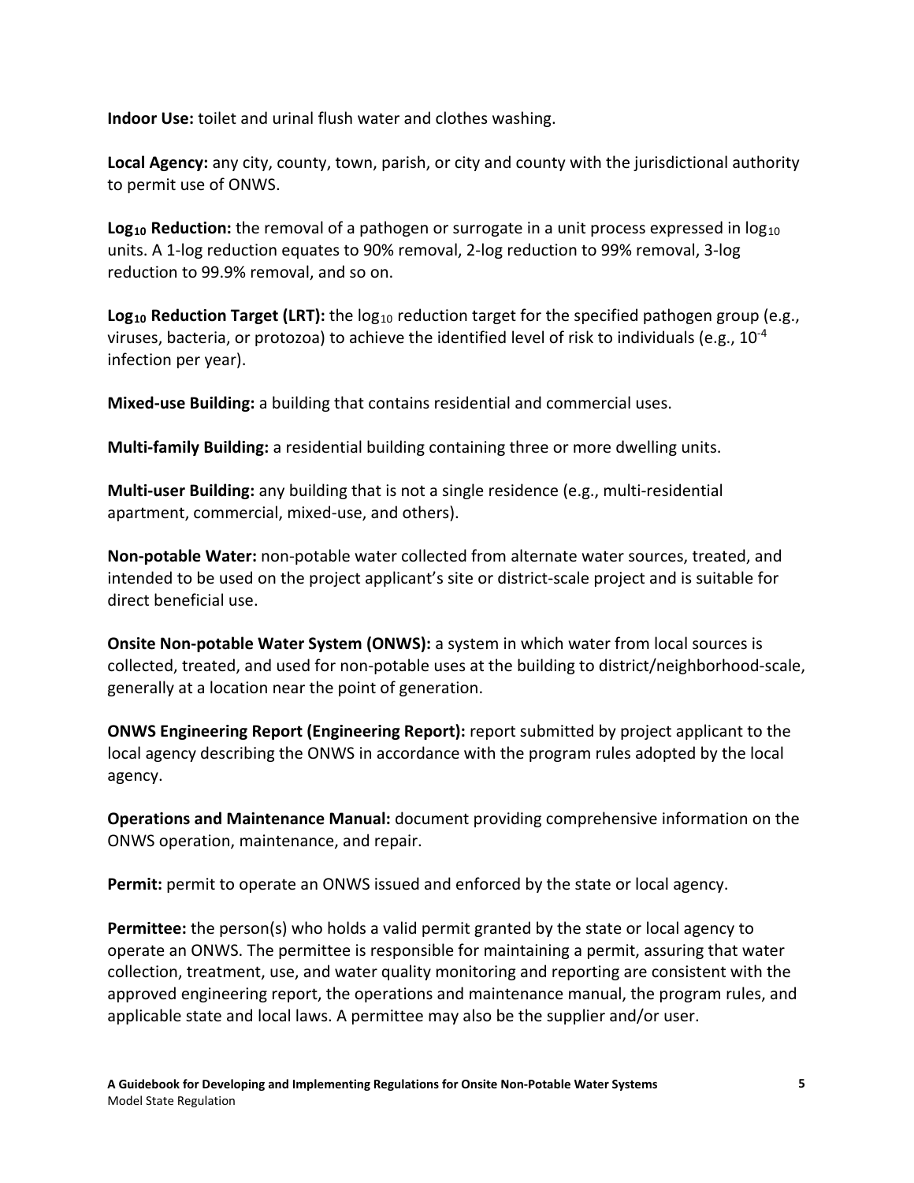**Indoor Use:** toilet and urinal flush water and clothes washing.

**Local Agency:** any city, county, town, parish, or city and county with the jurisdictional authority to permit use of ONWS.

**$\text{Log}_{10}$ Reduction:** the removal of a pathogen or surrogate in a unit process expressed in $\log_{10}$ units. A 1-log reduction equates to 90% removal, 2-log reduction to 99% removal, 3-log reduction to 99.9% removal, and so on.

**$\text{Log}_{10}$ Reduction Target (LRT):** the $\log_{10}$ reduction target for the specified pathogen group (e.g., viruses, bacteria, or protozoa) to achieve the identified level of risk to individuals (e.g., $10^{-4}$ infection per year).

**Mixed-use Building:** a building that contains residential and commercial uses.

**Multi-family Building:** a residential building containing three or more dwelling units.

**Multi-user Building:** any building that is not a single residence (e.g., multi-residential apartment, commercial, mixed-use, and others).

**Non-potable Water:** non-potable water collected from alternate water sources, treated, and intended to be used on the project applicant's site or district-scale project and is suitable for direct beneficial use.

**Onsite Non-potable Water System (ONWS):** a system in which water from local sources is collected, treated, and used for non-potable uses at the building to district/neighborhood-scale, generally at a location near the point of generation.

**ONWS Engineering Report (Engineering Report):** report submitted by project applicant to the local agency describing the ONWS in accordance with the program rules adopted by the local agency.

**Operations and Maintenance Manual:** document providing comprehensive information on the ONWS operation, maintenance, and repair.

**Permit:** permit to operate an ONWS issued and enforced by the state or local agency.

**Permittee:** the person(s) who holds a valid permit granted by the state or local agency to operate an ONWS. The permittee is responsible for maintaining a permit, assuring that water collection, treatment, use, and water quality monitoring and reporting are consistent with the approved engineering report, the operations and maintenance manual, the program rules, and applicable state and local laws. A permittee may also be the supplier and/or user.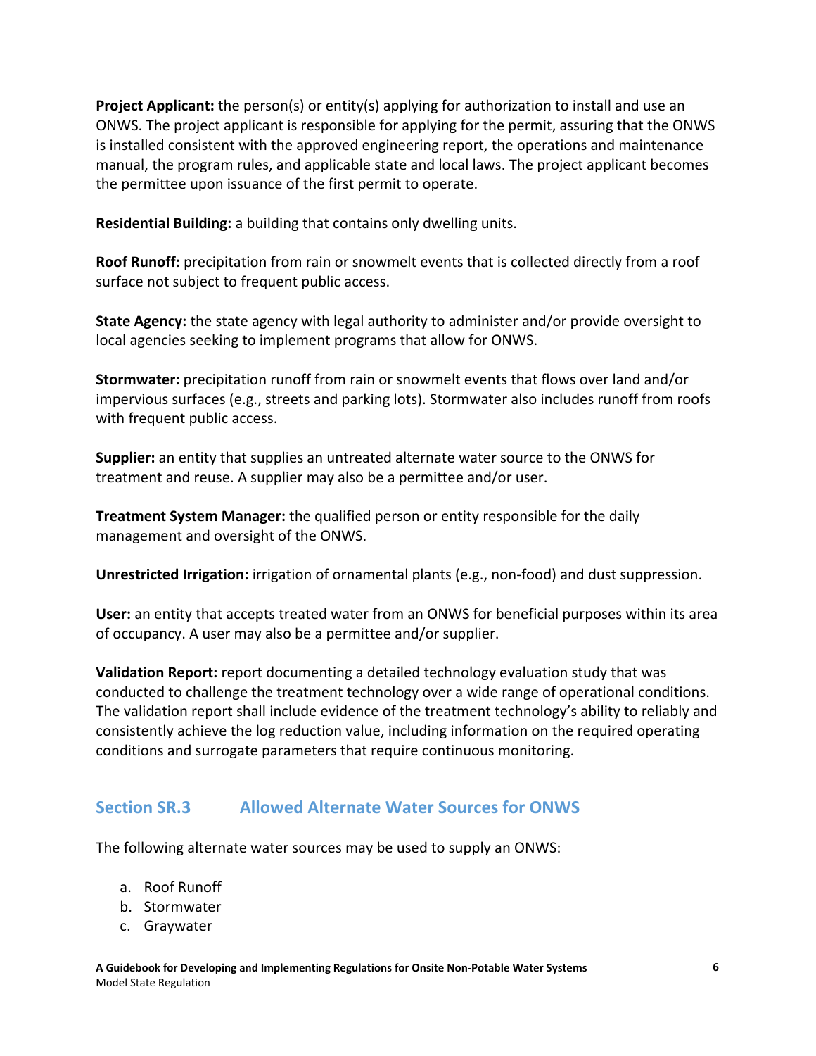**Project Applicant:** the person(s) or entity(s) applying for authorization to install and use an ONWS. The project applicant is responsible for applying for the permit, assuring that the ONWS is installed consistent with the approved engineering report, the operations and maintenance manual, the program rules, and applicable state and local laws. The project applicant becomes the permittee upon issuance of the first permit to operate.

**Residential Building:** a building that contains only dwelling units.

**Roof Runoff:** precipitation from rain or snowmelt events that is collected directly from a roof surface not subject to frequent public access.

**State Agency:** the state agency with legal authority to administer and/or provide oversight to local agencies seeking to implement programs that allow for ONWS.

**Stormwater:** precipitation runoff from rain or snowmelt events that flows over land and/or impervious surfaces (e.g., streets and parking lots). Stormwater also includes runoff from roofs with frequent public access.

**Supplier:** an entity that supplies an untreated alternate water source to the ONWS for treatment and reuse. A supplier may also be a permittee and/or user.

**Treatment System Manager:** the qualified person or entity responsible for the daily management and oversight of the ONWS.

**Unrestricted Irrigation:** irrigation of ornamental plants (e.g., non-food) and dust suppression.

**User:** an entity that accepts treated water from an ONWS for beneficial purposes within its area of occupancy. A user may also be a permittee and/or supplier.

**Validation Report:** report documenting a detailed technology evaluation study that was conducted to challenge the treatment technology over a wide range of operational conditions. The validation report shall include evidence of the treatment technology's ability to reliably and consistently achieve the log reduction value, including information on the required operating conditions and surrogate parameters that require continuous monitoring.

## Section SR.3 Allowed Alternate Water Sources for ONWS

The following alternate water sources may be used to supply an ONWS:

a. Roof Runoff
b. Stormwater
c. Graywater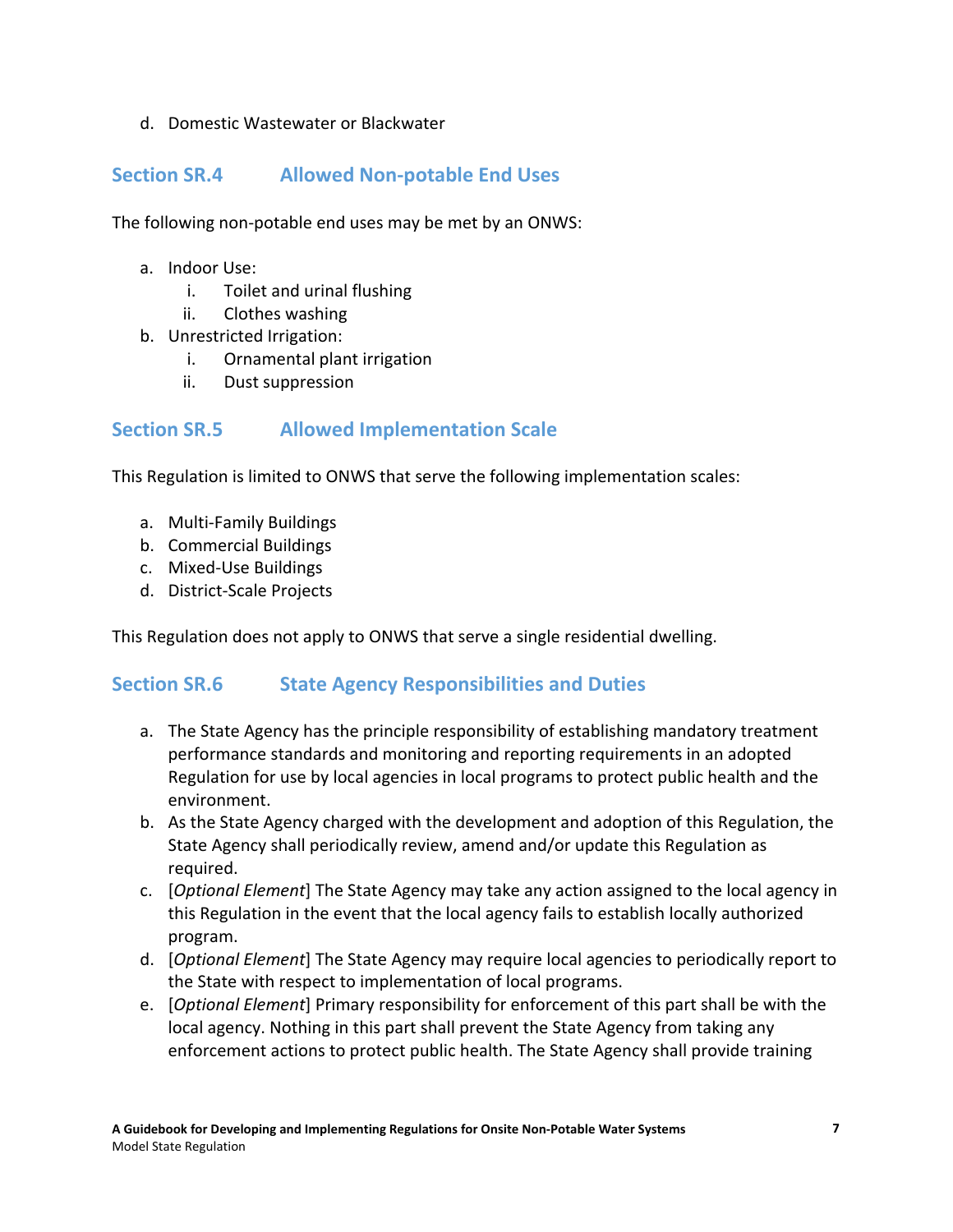d. Domestic Wastewater or Blackwater

## Section SR.4 Allowed Non-potable End Uses

The following non-potable end uses may be met by an ONWS:

a. Indoor Use:
    i. Toilet and urinal flushing
    ii. Clothes washing
b. Unrestricted Irrigation:
    i. Ornamental plant irrigation
    ii. Dust suppression

## Section SR.5 Allowed Implementation Scale

This Regulation is limited to ONWS that serve the following implementation scales:

a. Multi-Family Buildings
b. Commercial Buildings
c. Mixed-Use Buildings
d. District-Scale Projects

This Regulation does not apply to ONWS that serve a single residential dwelling.

## Section SR.6 State Agency Responsibilities and Duties

a. The State Agency has the principle responsibility of establishing mandatory treatment performance standards and monitoring and reporting requirements in an adopted Regulation for use by local agencies in local programs to protect public health and the environment.
b. As the State Agency charged with the development and adoption of this Regulation, the State Agency shall periodically review, amend and/or update this Regulation as required.
c. [*Optional Element*] The State Agency may take any action assigned to the local agency in this Regulation in the event that the local agency fails to establish locally authorized program.
d. [*Optional Element*] The State Agency may require local agencies to periodically report to the State with respect to implementation of local programs.
e. [*Optional Element*] Primary responsibility for enforcement of this part shall be with the local agency. Nothing in this part shall prevent the State Agency from taking any enforcement actions to protect public health. The State Agency shall provide training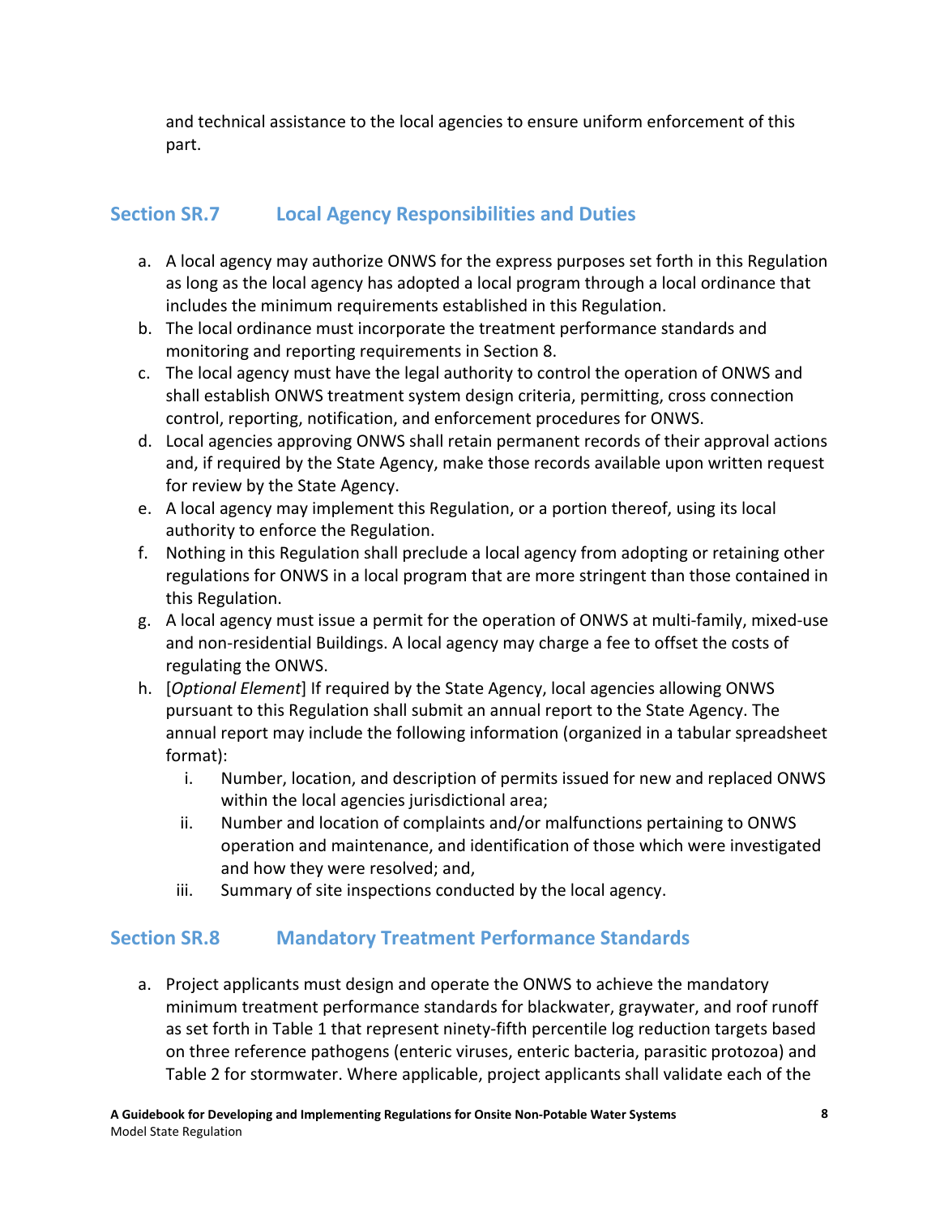and technical assistance to the local agencies to ensure uniform enforcement of this part.

## Section SR.7 Local Agency Responsibilities and Duties

a. A local agency may authorize ONWS for the express purposes set forth in this Regulation as long as the local agency has adopted a local program through a local ordinance that includes the minimum requirements established in this Regulation.
b. The local ordinance must incorporate the treatment performance standards and monitoring and reporting requirements in Section 8.
c. The local agency must have the legal authority to control the operation of ONWS and shall establish ONWS treatment system design criteria, permitting, cross connection control, reporting, notification, and enforcement procedures for ONWS.
d. Local agencies approving ONWS shall retain permanent records of their approval actions and, if required by the State Agency, make those records available upon written request for review by the State Agency.
e. A local agency may implement this Regulation, or a portion thereof, using its local authority to enforce the Regulation.
f. Nothing in this Regulation shall preclude a local agency from adopting or retaining other regulations for ONWS in a local program that are more stringent than those contained in this Regulation.
g. A local agency must issue a permit for the operation of ONWS at multi-family, mixed-use and non-residential Buildings. A local agency may charge a fee to offset the costs of regulating the ONWS.
h. [*Optional Element*] If required by the State Agency, local agencies allowing ONWS pursuant to this Regulation shall submit an annual report to the State Agency. The annual report may include the following information (organized in a tabular spreadsheet format):
    i. Number, location, and description of permits issued for new and replaced ONWS within the local agencies jurisdictional area;
    ii. Number and location of complaints and/or malfunctions pertaining to ONWS operation and maintenance, and identification of those which were investigated and how they were resolved; and,
    iii. Summary of site inspections conducted by the local agency.

## Section SR.8 Mandatory Treatment Performance Standards

a. Project applicants must design and operate the ONWS to achieve the mandatory minimum treatment performance standards for blackwater, graywater, and roof runoff as set forth in Table 1 that represent ninety-fifth percentile log reduction targets based on three reference pathogens (enteric viruses, enteric bacteria, parasitic protozoa) and Table 2 for stormwater. Where applicable, project applicants shall validate each of the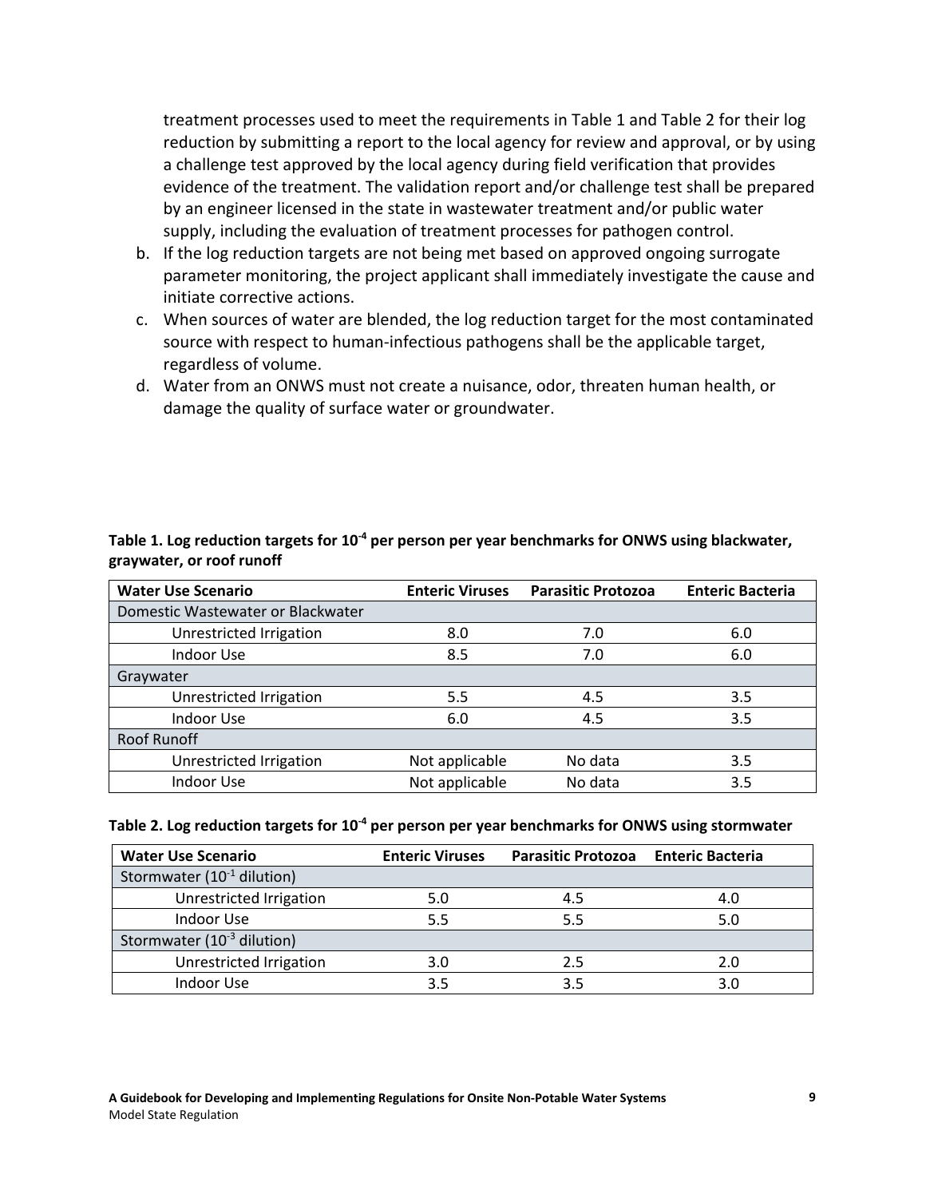treatment processes used to meet the requirements in Table 1 and Table 2 for their log reduction by submitting a report to the local agency for review and approval, or by using a challenge test approved by the local agency during field verification that provides evidence of the treatment. The validation report and/or challenge test shall be prepared by an engineer licensed in the state in wastewater treatment and/or public water supply, including the evaluation of treatment processes for pathogen control.

b. If the log reduction targets are not being met based on approved ongoing surrogate parameter monitoring, the project applicant shall immediately investigate the cause and initiate corrective actions.
c. When sources of water are blended, the log reduction target for the most contaminated source with respect to human-infectious pathogens shall be the applicable target, regardless of volume.
d. Water from an ONWS must not create a nuisance, odor, threaten human health, or damage the quality of surface water or groundwater.

**Table 1. Log reduction targets for $10^{-4}$ per person per year benchmarks for ONWS using blackwater, graywater, or roof runoff**

| Water Use Scenario | Enteric Viruses | Parasitic Protozoa | Enteric Bacteria |
|---|---|---|---|
| Domestic Wastewater or Blackwater | | | |
| Unrestricted Irrigation | 8.0 | 7.0 | 6.0 |
| Indoor Use | 8.5 | 7.0 | 6.0 |
| Graywater | | | |
| Unrestricted Irrigation | 5.5 | 4.5 | 3.5 |
| Indoor Use | 6.0 | 4.5 | 3.5 |
| Roof Runoff | | | |
| Unrestricted Irrigation | Not applicable | No data | 3.5 |
| Indoor Use | Not applicable | No data | 3.5 |

**Table 2. Log reduction targets for $10^{-4}$ per person per year benchmarks for ONWS using stormwater**

| Water Use Scenario | Enteric Viruses | Parasitic Protozoa | Enteric Bacteria |
|---|---|---|---|
| Stormwater ($10^{-1}$ dilution) | | | |
| Unrestricted Irrigation | 5.0 | 4.5 | 4.0 |
| Indoor Use | 5.5 | 5.5 | 5.0 |
| Stormwater ($10^{-3}$ dilution) | | | |
| Unrestricted Irrigation | 3.0 | 2.5 | 2.0 |
| Indoor Use | 3.5 | 3.5 | 3.0 |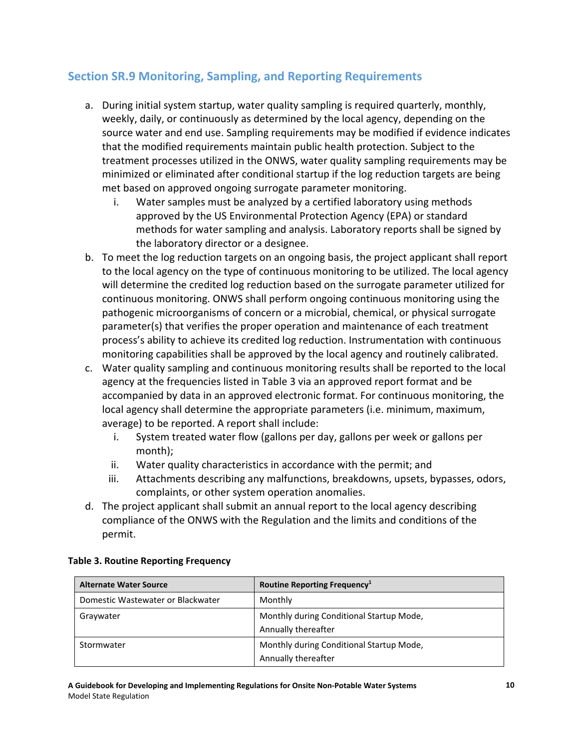## Section SR.9 Monitoring, Sampling, and Reporting Requirements

a. During initial system startup, water quality sampling is required quarterly, monthly, weekly, daily, or continuously as determined by the local agency, depending on the source water and end use. Sampling requirements may be modified if evidence indicates that the modified requirements maintain public health protection. Subject to the treatment processes utilized in the ONWS, water quality sampling requirements may be minimized or eliminated after conditional startup if the log reduction targets are being met based on approved ongoing surrogate parameter monitoring.
   i. Water samples must be analyzed by a certified laboratory using methods approved by the US Environmental Protection Agency (EPA) or standard methods for water sampling and analysis. Laboratory reports shall be signed by the laboratory director or a designee.
b. To meet the log reduction targets on an ongoing basis, the project applicant shall report to the local agency on the type of continuous monitoring to be utilized. The local agency will determine the credited log reduction based on the surrogate parameter utilized for continuous monitoring. ONWS shall perform ongoing continuous monitoring using the pathogenic microorganisms of concern or a microbial, chemical, or physical surrogate parameter(s) that verifies the proper operation and maintenance of each treatment process's ability to achieve its credited log reduction. Instrumentation with continuous monitoring capabilities shall be approved by the local agency and routinely calibrated.
c. Water quality sampling and continuous monitoring results shall be reported to the local agency at the frequencies listed in Table 3 via an approved report format and be accompanied by data in an approved electronic format. For continuous monitoring, the local agency shall determine the appropriate parameters (i.e. minimum, maximum, average) to be reported. A report shall include:
   i. System treated water flow (gallons per day, gallons per week or gallons per month);
   ii. Water quality characteristics in accordance with the permit; and
   iii. Attachments describing any malfunctions, breakdowns, upsets, bypasses, odors, complaints, or other system operation anomalies.
d. The project applicant shall submit an annual report to the local agency describing compliance of the ONWS with the Regulation and the limits and conditions of the permit.

**Table 3. Routine Reporting Frequency**

| Alternate Water Source | Routine Reporting Frequency[1] |
|---|---|
| Domestic Wastewater or Blackwater | Monthly |
| Graywater | Monthly during Conditional Startup Mode, Annually thereafter |
| Stormwater | Monthly during Conditional Startup Mode, Annually thereafter |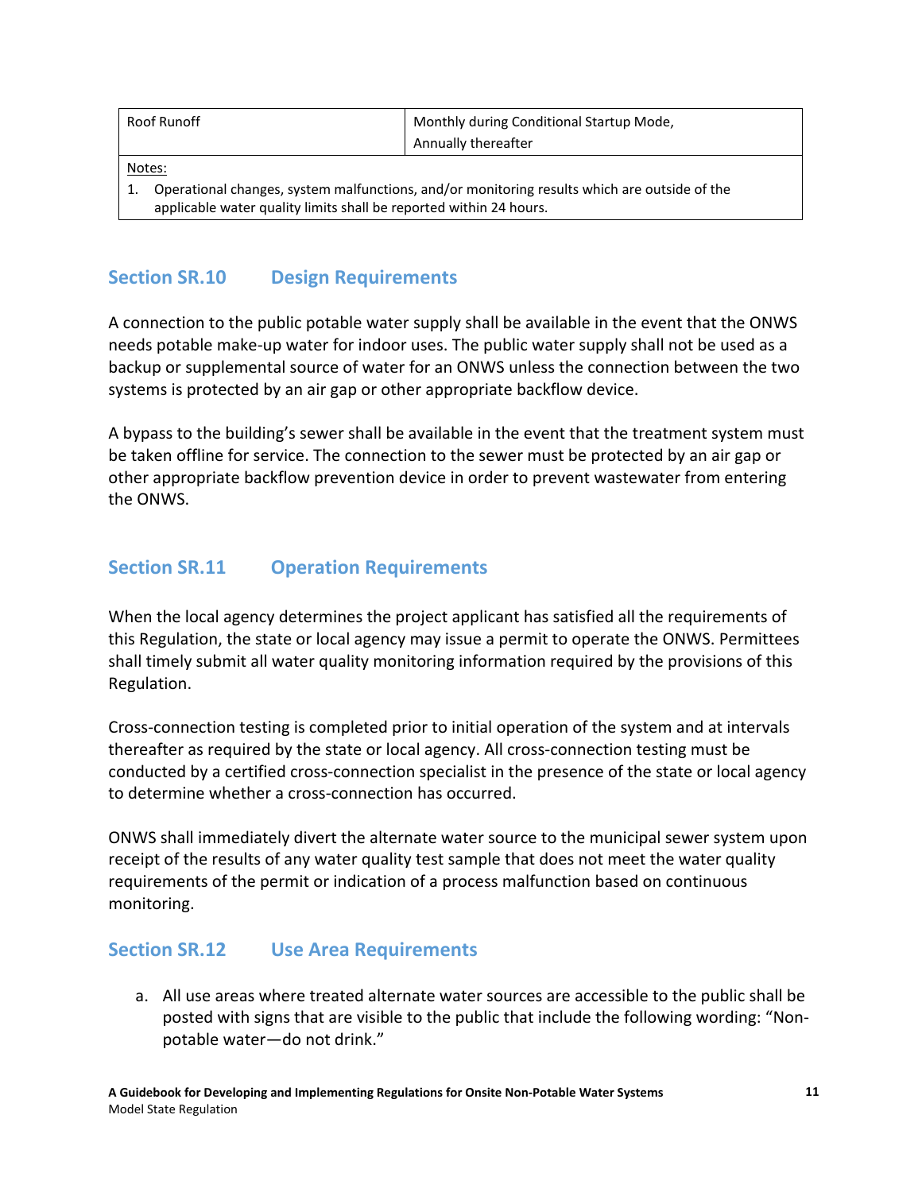| Roof Runoff | Monthly during Conditional Startup Mode,<br>Annually thereafter |
|---|---|

Notes:

1. Operational changes, system malfunctions, and/or monitoring results which are outside of the applicable water quality limits shall be reported within 24 hours.

## Section SR.10 Design Requirements

A connection to the public potable water supply shall be available in the event that the ONWS needs potable make-up water for indoor uses. The public water supply shall not be used as a backup or supplemental source of water for an ONWS unless the connection between the two systems is protected by an air gap or other appropriate backflow device.

A bypass to the building's sewer shall be available in the event that the treatment system must be taken offline for service. The connection to the sewer must be protected by an air gap or other appropriate backflow prevention device in order to prevent wastewater from entering the ONWS.

## Section SR.11 Operation Requirements

When the local agency determines the project applicant has satisfied all the requirements of this Regulation, the state or local agency may issue a permit to operate the ONWS. Permittees shall timely submit all water quality monitoring information required by the provisions of this Regulation.

Cross-connection testing is completed prior to initial operation of the system and at intervals thereafter as required by the state or local agency. All cross-connection testing must be conducted by a certified cross-connection specialist in the presence of the state or local agency to determine whether a cross-connection has occurred.

ONWS shall immediately divert the alternate water source to the municipal sewer system upon receipt of the results of any water quality test sample that does not meet the water quality requirements of the permit or indication of a process malfunction based on continuous monitoring.

## Section SR.12 Use Area Requirements

a. All use areas where treated alternate water sources are accessible to the public shall be posted with signs that are visible to the public that include the following wording: "Non-potable water—do not drink."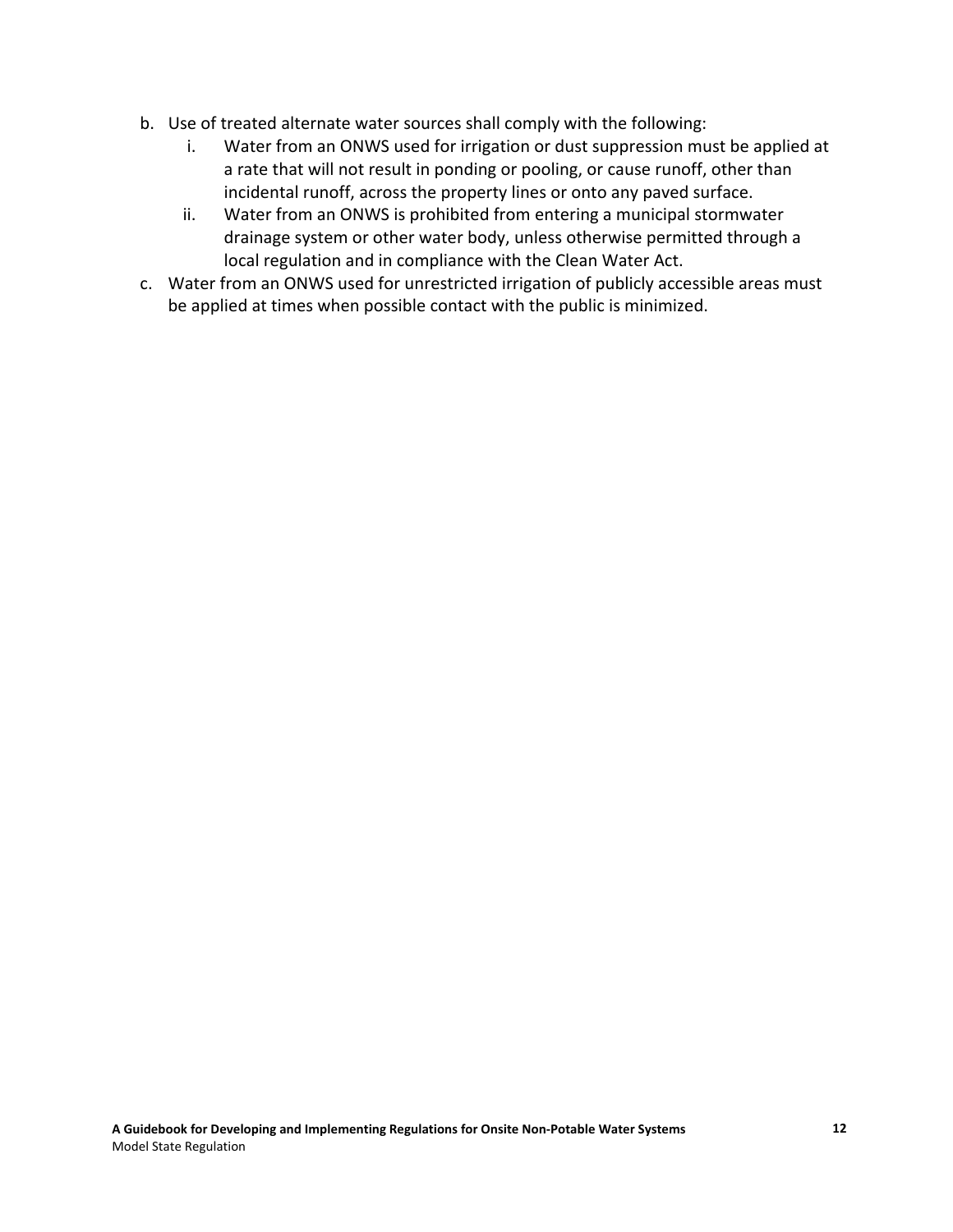b. Use of treated alternate water sources shall comply with the following:
    i. Water from an ONWS used for irrigation or dust suppression must be applied at a rate that will not result in ponding or pooling, or cause runoff, other than incidental runoff, across the property lines or onto any paved surface.
    ii. Water from an ONWS is prohibited from entering a municipal stormwater drainage system or other water body, unless otherwise permitted through a local regulation and in compliance with the Clean Water Act.

c. Water from an ONWS used for unrestricted irrigation of publicly accessible areas must be applied at times when possible contact with the public is minimized.